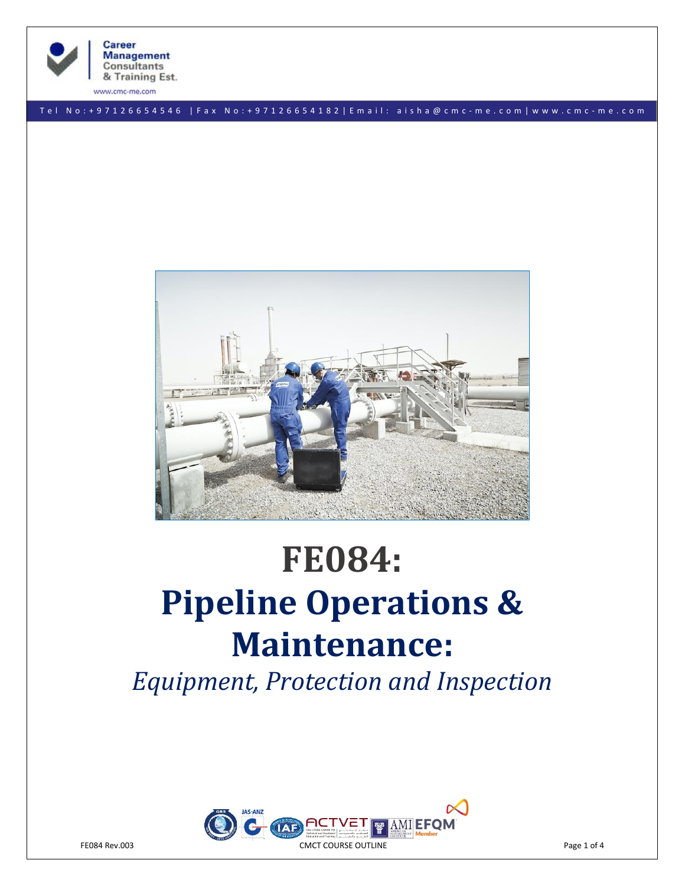# FE084:

# Pipeline Operations & Maintenance:

*Equipment, Protection and Inspection*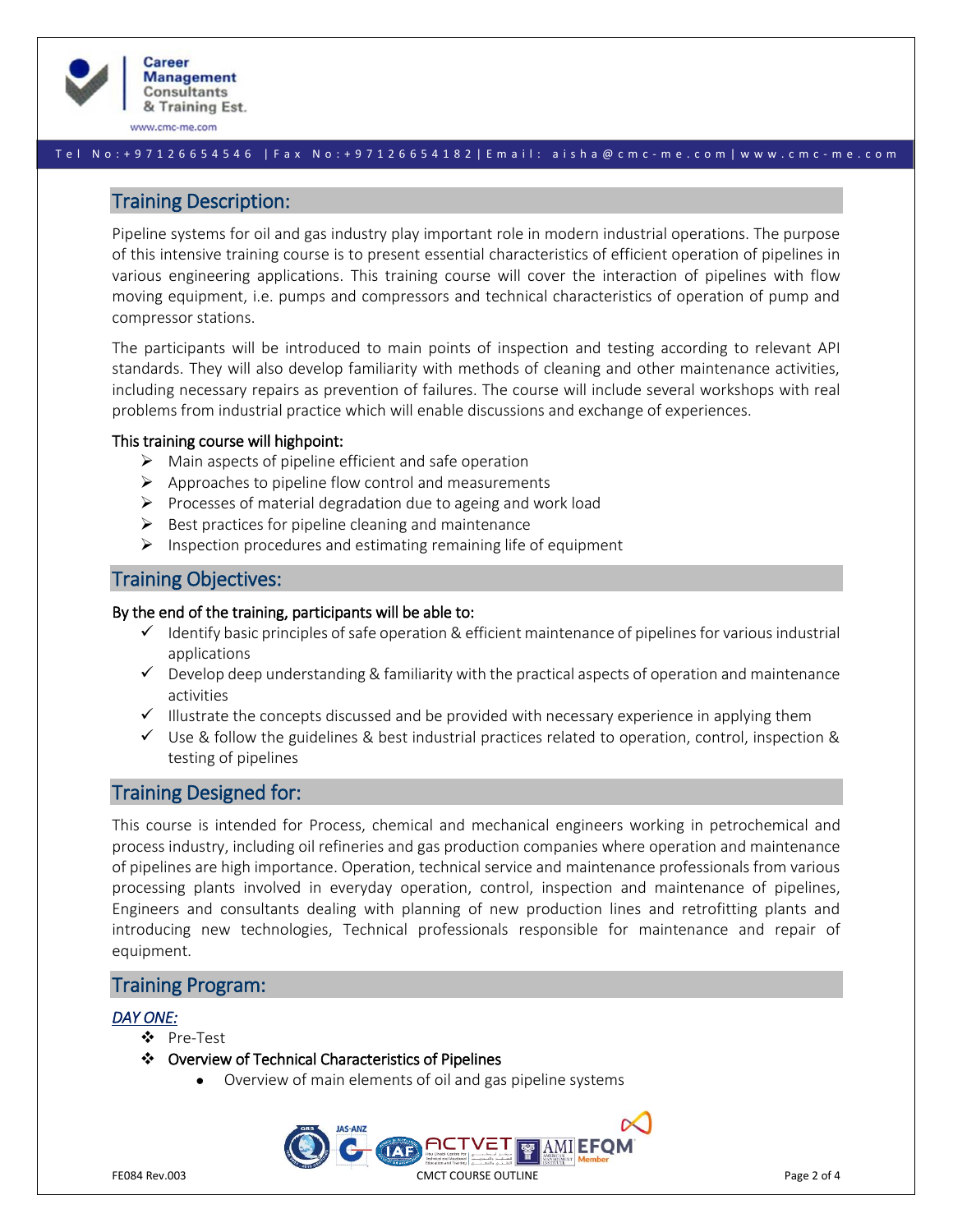## Training Description:

Pipeline systems for oil and gas industry play important role in modern industrial operations. The purpose of this intensive training course is to present essential characteristics of efficient operation of pipelines in various engineering applications. This training course will cover the interaction of pipelines with flow moving equipment, i.e. pumps and compressors and technical characteristics of operation of pump and compressor stations.

The participants will be introduced to main points of inspection and testing according to relevant API standards. They will also develop familiarity with methods of cleaning and other maintenance activities, including necessary repairs as prevention of failures. The course will include several workshops with real problems from industrial practice which will enable discussions and exchange of experiences.

**This training course will highpoint:**

- Main aspects of pipeline efficient and safe operation
- Approaches to pipeline flow control and measurements
- Processes of material degradation due to ageing and work load
- Best practices for pipeline cleaning and maintenance
- Inspection procedures and estimating remaining life of equipment

## Training Objectives:

**By the end of the training, participants will be able to:**

- ✓ Identify basic principles of safe operation & efficient maintenance of pipelines for various industrial applications
- ✓ Develop deep understanding & familiarity with the practical aspects of operation and maintenance activities
- ✓ Illustrate the concepts discussed and be provided with necessary experience in applying them
- ✓ Use & follow the guidelines & best industrial practices related to operation, control, inspection & testing of pipelines

## Training Designed for:

This course is intended for Process, chemical and mechanical engineers working in petrochemical and process industry, including oil refineries and gas production companies where operation and maintenance of pipelines are high importance. Operation, technical service and maintenance professionals from various processing plants involved in everyday operation, control, inspection and maintenance of pipelines, Engineers and consultants dealing with planning of new production lines and retrofitting plants and introducing new technologies, Technical professionals responsible for maintenance and repair of equipment.

## Training Program:

***DAY ONE:***

- Pre-Test
- **Overview of Technical Characteristics of Pipelines**
  - Overview of main elements of oil and gas pipeline systems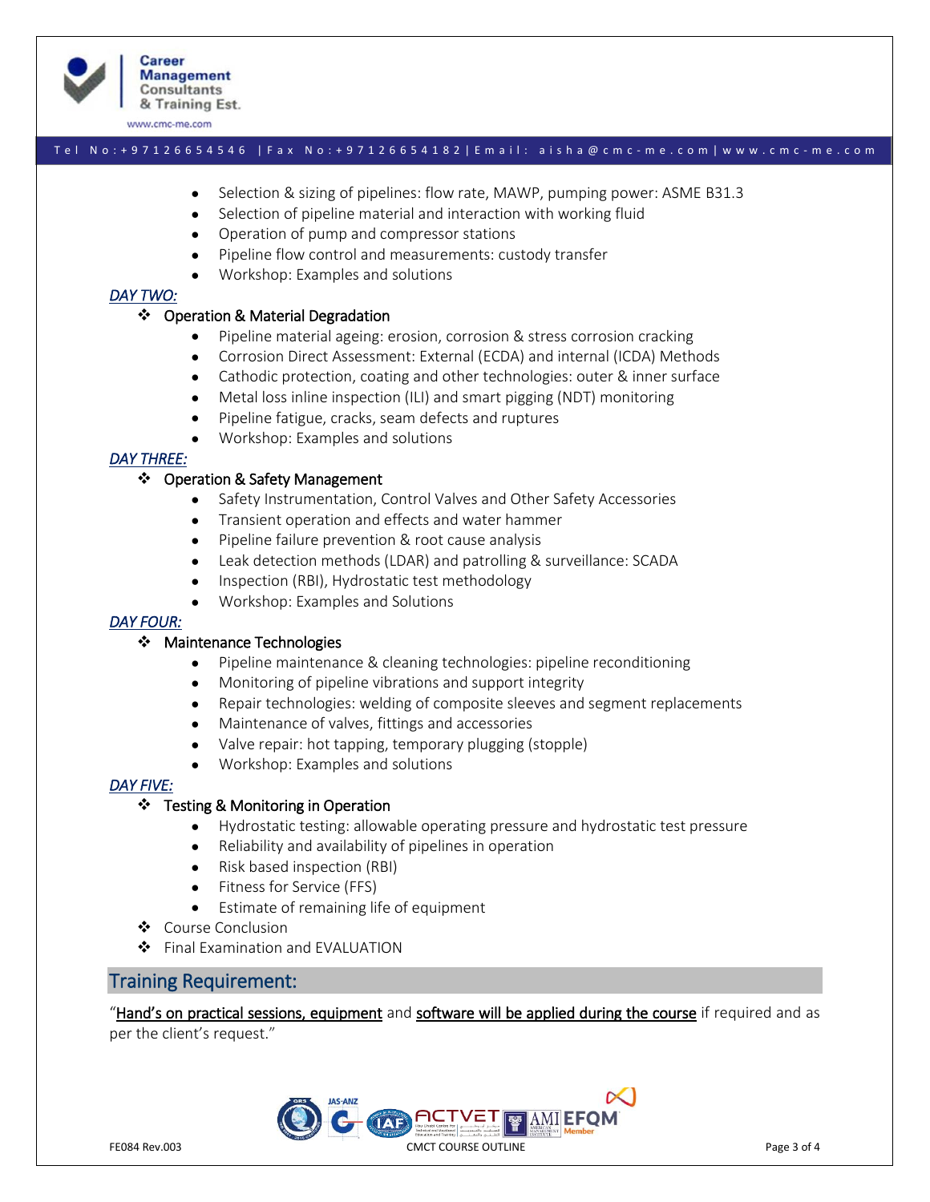- Selection & sizing of pipelines: flow rate, MAWP, pumping power: ASME B31.3
- Selection of pipeline material and interaction with working fluid
- Operation of pump and compressor stations
- Pipeline flow control and measurements: custody transfer
- Workshop: Examples and solutions

***DAY TWO:***

- ❖ Operation & Material Degradation
  - Pipeline material ageing: erosion, corrosion & stress corrosion cracking
  - Corrosion Direct Assessment: External (ECDA) and internal (ICDA) Methods
  - Cathodic protection, coating and other technologies: outer & inner surface
  - Metal loss inline inspection (ILI) and smart pigging (NDT) monitoring
  - Pipeline fatigue, cracks, seam defects and ruptures
  - Workshop: Examples and solutions

***DAY THREE:***

- ❖ Operation & Safety Management
  - Safety Instrumentation, Control Valves and Other Safety Accessories
  - Transient operation and effects and water hammer
  - Pipeline failure prevention & root cause analysis
  - Leak detection methods (LDAR) and patrolling & surveillance: SCADA
  - Inspection (RBI), Hydrostatic test methodology
  - Workshop: Examples and Solutions

***DAY FOUR:***

- ❖ Maintenance Technologies
  - Pipeline maintenance & cleaning technologies: pipeline reconditioning
  - Monitoring of pipeline vibrations and support integrity
  - Repair technologies: welding of composite sleeves and segment replacements
  - Maintenance of valves, fittings and accessories
  - Valve repair: hot tapping, temporary plugging (stopple)
  - Workshop: Examples and solutions

***DAY FIVE:***

- ❖ Testing & Monitoring in Operation
  - Hydrostatic testing: allowable operating pressure and hydrostatic test pressure
  - Reliability and availability of pipelines in operation
  - Risk based inspection (RBI)
  - Fitness for Service (FFS)
  - Estimate of remaining life of equipment
- ❖ Course Conclusion
- ❖ Final Examination and EVALUATION

## Training Requirement:

"Hand's on practical sessions, equipment and software will be applied during the course if required and as per the client's request."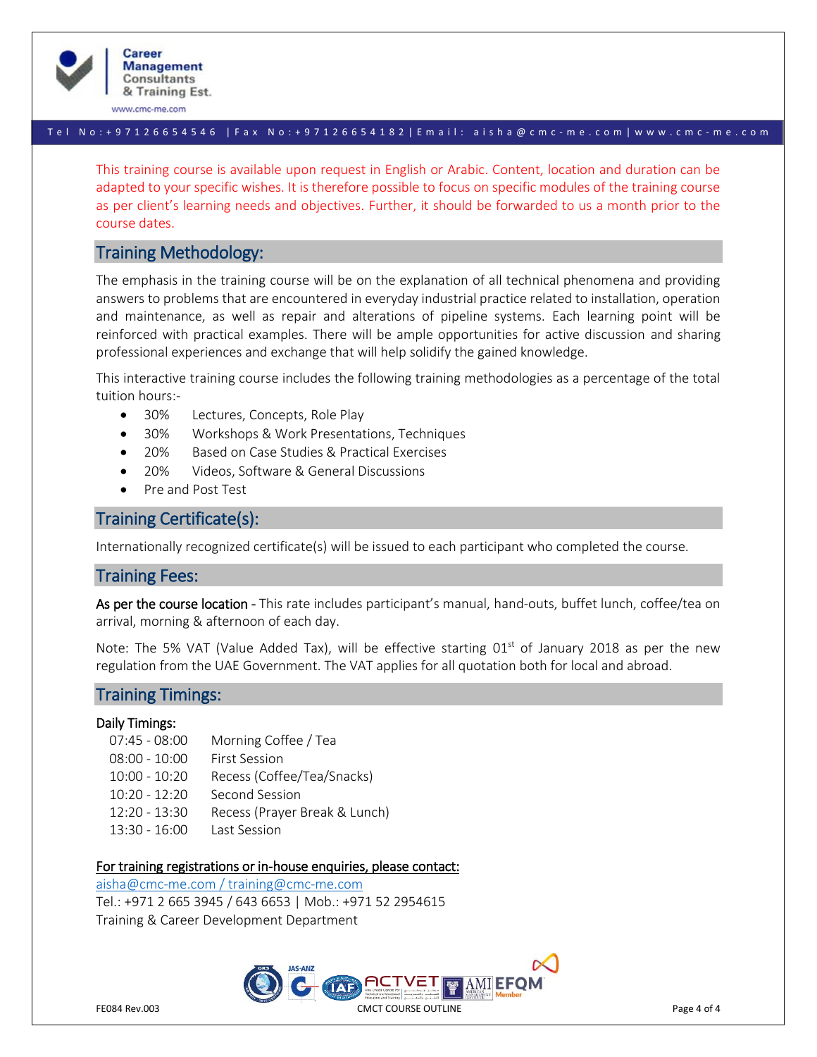This training course is available upon request in English or Arabic. Content, location and duration can be adapted to your specific wishes. It is therefore possible to focus on specific modules of the training course as per client's learning needs and objectives. Further, it should be forwarded to us a month prior to the course dates.

## Training Methodology:

The emphasis in the training course will be on the explanation of all technical phenomena and providing answers to problems that are encountered in everyday industrial practice related to installation, operation and maintenance, as well as repair and alterations of pipeline systems. Each learning point will be reinforced with practical examples. There will be ample opportunities for active discussion and sharing professional experiences and exchange that will help solidify the gained knowledge.

This interactive training course includes the following training methodologies as a percentage of the total tuition hours:-

- 30% Lectures, Concepts, Role Play
- 30% Workshops & Work Presentations, Techniques
- 20% Based on Case Studies & Practical Exercises
- 20% Videos, Software & General Discussions
- Pre and Post Test

## Training Certificate(s):

Internationally recognized certificate(s) will be issued to each participant who completed the course.

## Training Fees:

**As per the course location -** This rate includes participant's manual, hand-outs, buffet lunch, coffee/tea on arrival, morning & afternoon of each day.

Note: The 5% VAT (Value Added Tax), will be effective starting 01st of January 2018 as per the new regulation from the UAE Government. The VAT applies for all quotation both for local and abroad.

## Training Timings:

**Daily Timings:**

| | |
|---|---|
| 07:45 - 08:00 | Morning Coffee / Tea |
| 08:00 - 10:00 | First Session |
| 10:00 - 10:20 | Recess (Coffee/Tea/Snacks) |
| 10:20 - 12:20 | Second Session |
| 12:20 - 13:30 | Recess (Prayer Break & Lunch) |
| 13:30 - 16:00 | Last Session |

**For training registrations or in-house enquiries, please contact:**

aisha@cmc-me.com / training@cmc-me.com

Tel.: +971 2 665 3945 / 643 6653 | Mob.: +971 52 2954615

Training & Career Development Department